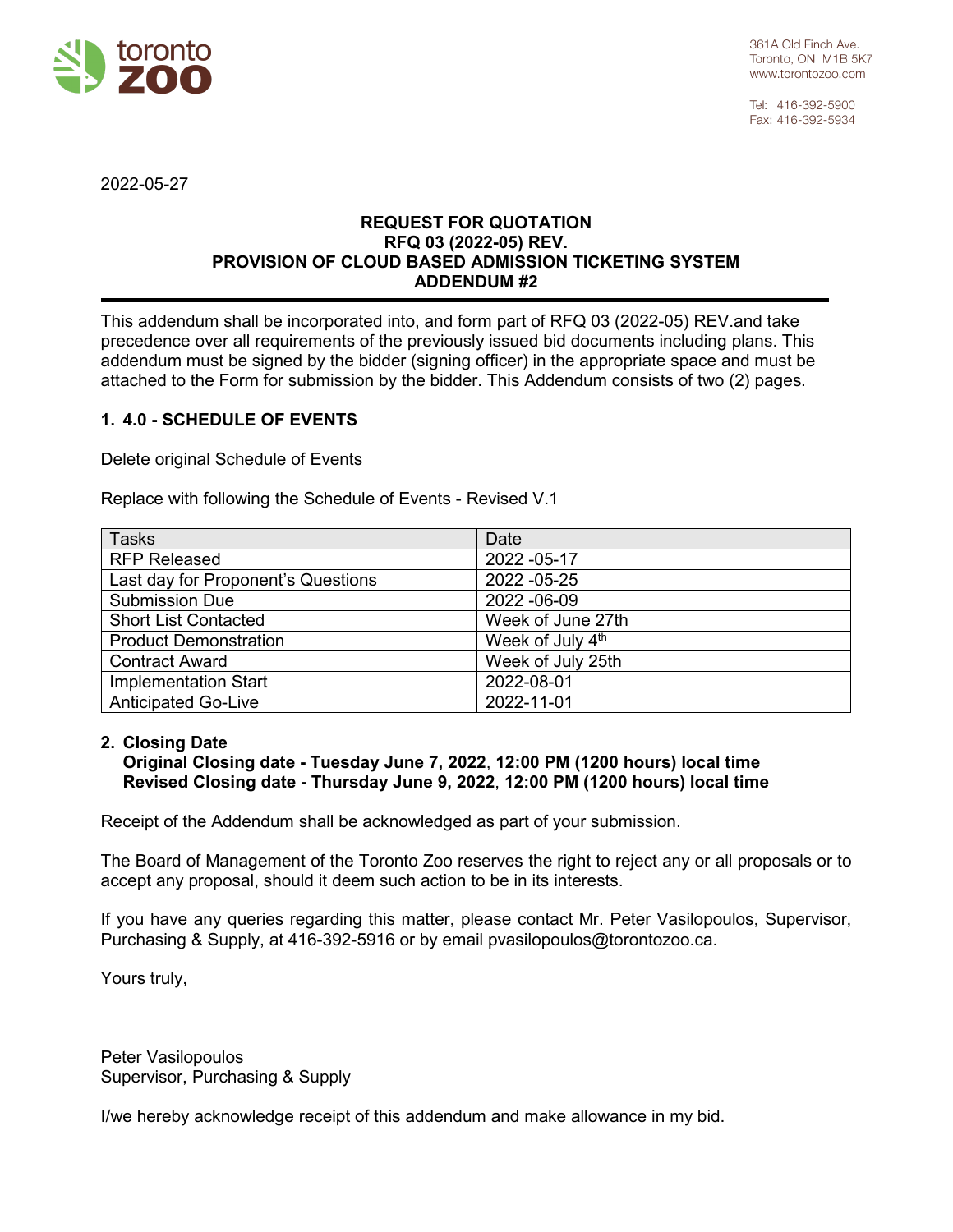toronto zoo

361A Old Finch Ave.
Toronto, ON M1B 5K7
www.torontozoo.com

Tel: 416-392-5900
Fax: 416-392-5934

2022-05-27

**REQUEST FOR QUOTATION**
**RFQ 03 (2022-05) REV.**
**PROVISION OF CLOUD BASED ADMISSION TICKETING SYSTEM**
**ADDENDUM #2**

This addendum shall be incorporated into, and form part of RFQ 03 (2022-05) REV.and take precedence over all requirements of the previously issued bid documents including plans. This addendum must be signed by the bidder (signing officer) in the appropriate space and must be attached to the Form for submission by the bidder. This Addendum consists of two (2) pages.

## 1. 4.0 - SCHEDULE OF EVENTS

Delete original Schedule of Events

Replace with following the Schedule of Events - Revised V.1

| Tasks | Date |
|---|---|
| RFP Released | 2022 -05-17 |
| Last day for Proponent's Questions | 2022 -05-25 |
| Submission Due | 2022 -06-09 |
| Short List Contacted | Week of June 27th |
| Product Demonstration | Week of July 4th |
| Contract Award | Week of July 25th |
| Implementation Start | 2022-08-01 |
| Anticipated Go-Live | 2022-11-01 |

## 2. Closing Date

**Original Closing date - Tuesday June 7, 2022, 12:00 PM (1200 hours) local time**
**Revised Closing date - Thursday June 9, 2022, 12:00 PM (1200 hours) local time**

Receipt of the Addendum shall be acknowledged as part of your submission.

The Board of Management of the Toronto Zoo reserves the right to reject any or all proposals or to accept any proposal, should it deem such action to be in its interests.

If you have any queries regarding this matter, please contact Mr. Peter Vasilopoulos, Supervisor, Purchasing & Supply, at 416-392-5916 or by email pvasilopoulos@torontozoo.ca.

Yours truly,

Peter Vasilopoulos
Supervisor, Purchasing & Supply

I/we hereby acknowledge receipt of this addendum and make allowance in my bid.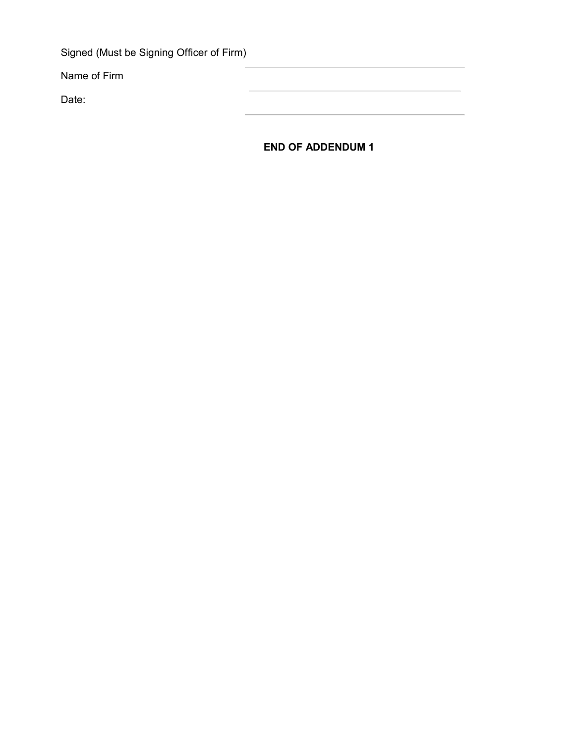Signed (Must be Signing Officer of Firm) \_\_\_\_\_\_\_\_\_\_\_\_\_\_\_\_\_\_\_\_\_\_\_\_\_\_\_\_\_\_\_\_\_\_\_\_\_\_\_\_

Name of Firm \_\_\_\_\_\_\_\_\_\_\_\_\_\_\_\_\_\_\_\_\_\_\_\_\_\_\_\_\_\_\_\_\_\_\_\_\_\_\_\_

Date: \_\_\_\_\_\_\_\_\_\_\_\_\_\_\_\_\_\_\_\_\_\_\_\_\_\_\_\_\_\_\_\_\_\_\_\_\_\_\_\_

**END OF ADDENDUM 1**